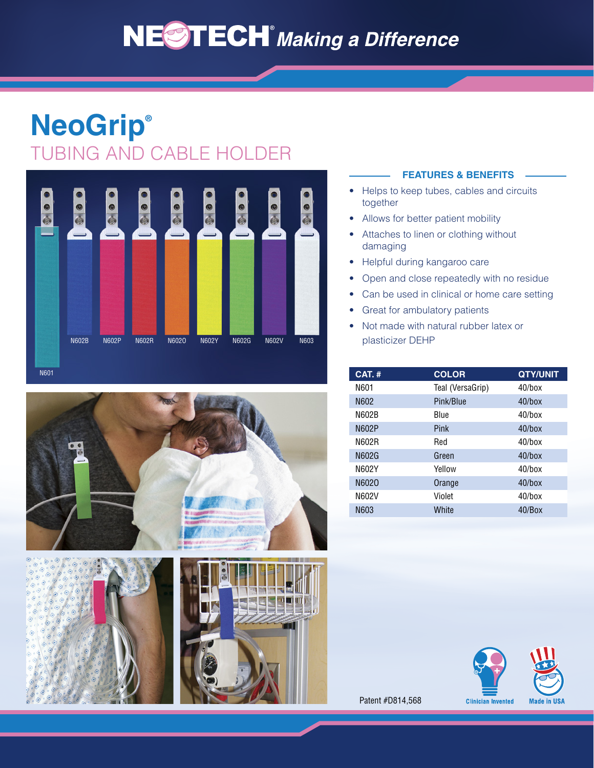NEOTECH® *Making a Difference*

# NeoGrip®

## TUBING AND CABLE HOLDER

N601 N602B N602P N602R N602O N602Y N602G N602V N603

### FEATURES & BENEFITS

- Helps to keep tubes, cables and circuits together
- Allows for better patient mobility
- Attaches to linen or clothing without damaging
- Helpful during kangaroo care
- Open and close repeatedly with no residue
- Can be used in clinical or home care setting
- Great for ambulatory patients
- Not made with natural rubber latex or plasticizer DEHP

| CAT. # | COLOR | QTY/UNIT |
|---|---|---|
| N601 | Teal (VersaGrip) | 40/box |
| N602 | Pink/Blue | 40/box |
| N602B | Blue | 40/box |
| N602P | Pink | 40/box |
| N602R | Red | 40/box |
| N602G | Green | 40/box |
| N602Y | Yellow | 40/box |
| N602O | Orange | 40/box |
| N602V | Violet | 40/box |
| N603 | White | 40/Box |

Patent #D814,568

Clinician Invented

Made in USA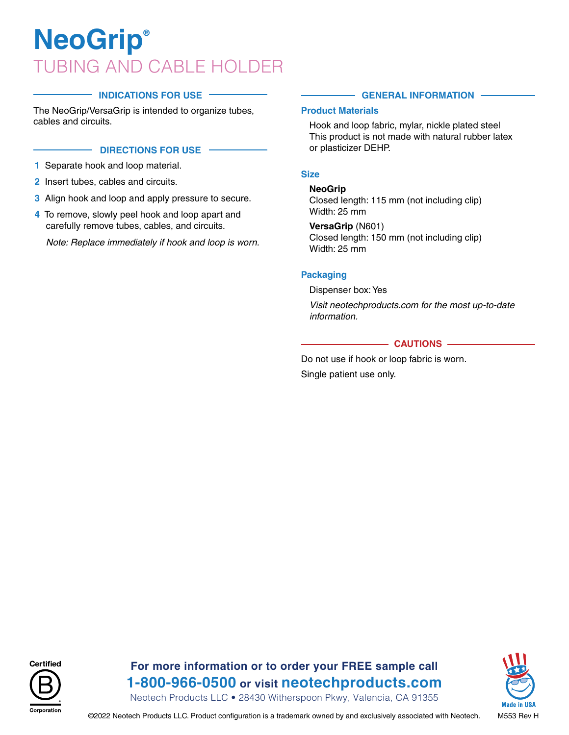# NeoGrip®

## TUBING AND CABLE HOLDER

### INDICATIONS FOR USE

The NeoGrip/VersaGrip is intended to organize tubes, cables and circuits.

### DIRECTIONS FOR USE

1. Separate hook and loop material.
2. Insert tubes, cables and circuits.
3. Align hook and loop and apply pressure to secure.
4. To remove, slowly peel hook and loop apart and carefully remove tubes, cables, and circuits.

*Note: Replace immediately if hook and loop is worn.*

### GENERAL INFORMATION

**Product Materials**

Hook and loop fabric, mylar, nickle plated steel
This product is not made with natural rubber latex or plasticizer DEHP.

**Size**

**NeoGrip**
Closed length: 115 mm (not including clip)
Width: 25 mm

**VersaGrip** (N601)
Closed length: 150 mm (not including clip)
Width: 25 mm

**Packaging**

Dispenser box: Yes

*Visit neotechproducts.com for the most up-to-date information.*

### CAUTIONS

Do not use if hook or loop fabric is worn.

Single patient use only.

Certified B Corporation

**For more information or to order your FREE sample call**
**1-800-966-0500 or visit neotechproducts.com**
Neotech Products LLC • 28430 Witherspoon Pkwy, Valencia, CA 91355

Made in USA

©2022 Neotech Products LLC. Product configuration is a trademark owned by and exclusively associated with Neotech.

M553 Rev H